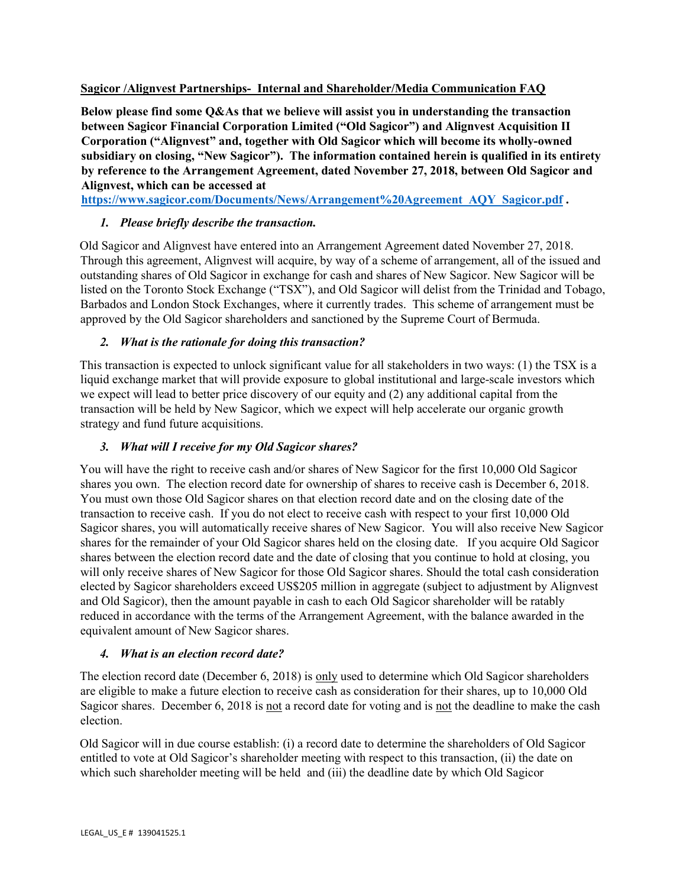**Sagicor /Alignvest Partnerships- Internal and Shareholder/Media Communication FAQ**

**Below please find some Q&As that we believe will assist you in understanding the transaction between Sagicor Financial Corporation Limited ("Old Sagicor") and Alignvest Acquisition II Corporation ("Alignvest" and, together with Old Sagicor which will become its wholly-owned subsidiary on closing, "New Sagicor"). The information contained herein is qualified in its entirety by reference to the Arrangement Agreement, dated November 27, 2018, between Old Sagicor and Alignvest, which can be accessed at https://www.sagicor.com/Documents/News/Arrangement%20Agreement_AQY_Sagicor.pdf .**

1. ***Please briefly describe the transaction.***

Old Sagicor and Alignvest have entered into an Arrangement Agreement dated November 27, 2018. Through this agreement, Alignvest will acquire, by way of a scheme of arrangement, all of the issued and outstanding shares of Old Sagicor in exchange for cash and shares of New Sagicor. New Sagicor will be listed on the Toronto Stock Exchange ("TSX"), and Old Sagicor will delist from the Trinidad and Tobago, Barbados and London Stock Exchanges, where it currently trades. This scheme of arrangement must be approved by the Old Sagicor shareholders and sanctioned by the Supreme Court of Bermuda.

2. ***What is the rationale for doing this transaction?***

This transaction is expected to unlock significant value for all stakeholders in two ways: (1) the TSX is a liquid exchange market that will provide exposure to global institutional and large-scale investors which we expect will lead to better price discovery of our equity and (2) any additional capital from the transaction will be held by New Sagicor, which we expect will help accelerate our organic growth strategy and fund future acquisitions.

3. ***What will I receive for my Old Sagicor shares?***

You will have the right to receive cash and/or shares of New Sagicor for the first 10,000 Old Sagicor shares you own. The election record date for ownership of shares to receive cash is December 6, 2018. You must own those Old Sagicor shares on that election record date and on the closing date of the transaction to receive cash. If you do not elect to receive cash with respect to your first 10,000 Old Sagicor shares, you will automatically receive shares of New Sagicor. You will also receive New Sagicor shares for the remainder of your Old Sagicor shares held on the closing date. If you acquire Old Sagicor shares between the election record date and the date of closing that you continue to hold at closing, you will only receive shares of New Sagicor for those Old Sagicor shares. Should the total cash consideration elected by Sagicor shareholders exceed US$205 million in aggregate (subject to adjustment by Alignvest and Old Sagicor), then the amount payable in cash to each Old Sagicor shareholder will be ratably reduced in accordance with the terms of the Arrangement Agreement, with the balance awarded in the equivalent amount of New Sagicor shares.

4. ***What is an election record date?***

The election record date (December 6, 2018) is only used to determine which Old Sagicor shareholders are eligible to make a future election to receive cash as consideration for their shares, up to 10,000 Old Sagicor shares. December 6, 2018 is not a record date for voting and is not the deadline to make the cash election.

Old Sagicor will in due course establish: (i) a record date to determine the shareholders of Old Sagicor entitled to vote at Old Sagicor's shareholder meeting with respect to this transaction, (ii) the date on which such shareholder meeting will be held and (iii) the deadline date by which Old Sagicor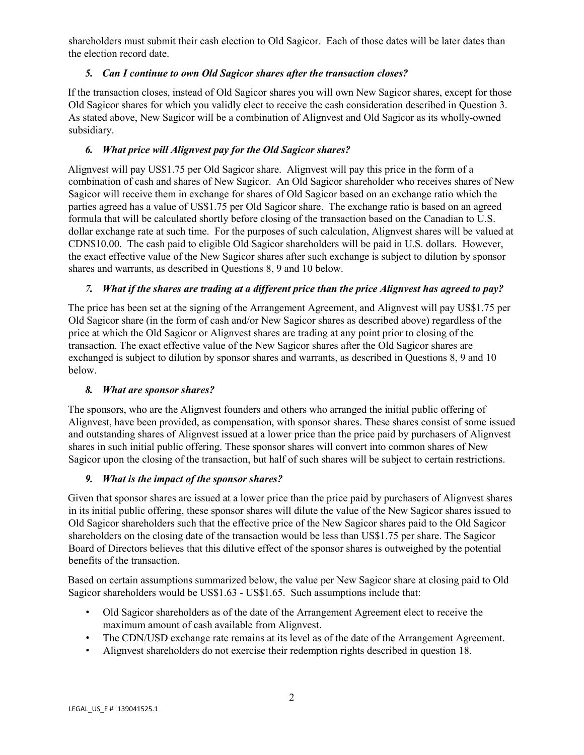shareholders must submit their cash election to Old Sagicor. Each of those dates will be later dates than the election record date.

### *5. Can I continue to own Old Sagicor shares after the transaction closes?*

If the transaction closes, instead of Old Sagicor shares you will own New Sagicor shares, except for those Old Sagicor shares for which you validly elect to receive the cash consideration described in Question 3. As stated above, New Sagicor will be a combination of Alignvest and Old Sagicor as its wholly-owned subsidiary.

### *6. What price will Alignvest pay for the Old Sagicor shares?*

Alignvest will pay US$1.75 per Old Sagicor share. Alignvest will pay this price in the form of a combination of cash and shares of New Sagicor. An Old Sagicor shareholder who receives shares of New Sagicor will receive them in exchange for shares of Old Sagicor based on an exchange ratio which the parties agreed has a value of US$1.75 per Old Sagicor share. The exchange ratio is based on an agreed formula that will be calculated shortly before closing of the transaction based on the Canadian to U.S. dollar exchange rate at such time. For the purposes of such calculation, Alignvest shares will be valued at CDN$10.00. The cash paid to eligible Old Sagicor shareholders will be paid in U.S. dollars. However, the exact effective value of the New Sagicor shares after such exchange is subject to dilution by sponsor shares and warrants, as described in Questions 8, 9 and 10 below.

### *7. What if the shares are trading at a different price than the price Alignvest has agreed to pay?*

The price has been set at the signing of the Arrangement Agreement, and Alignvest will pay US$1.75 per Old Sagicor share (in the form of cash and/or New Sagicor shares as described above) regardless of the price at which the Old Sagicor or Alignvest shares are trading at any point prior to closing of the transaction. The exact effective value of the New Sagicor shares after the Old Sagicor shares are exchanged is subject to dilution by sponsor shares and warrants, as described in Questions 8, 9 and 10 below.

### *8. What are sponsor shares?*

The sponsors, who are the Alignvest founders and others who arranged the initial public offering of Alignvest, have been provided, as compensation, with sponsor shares. These shares consist of some issued and outstanding shares of Alignvest issued at a lower price than the price paid by purchasers of Alignvest shares in such initial public offering. These sponsor shares will convert into common shares of New Sagicor upon the closing of the transaction, but half of such shares will be subject to certain restrictions.

### *9. What is the impact of the sponsor shares?*

Given that sponsor shares are issued at a lower price than the price paid by purchasers of Alignvest shares in its initial public offering, these sponsor shares will dilute the value of the New Sagicor shares issued to Old Sagicor shareholders such that the effective price of the New Sagicor shares paid to the Old Sagicor shareholders on the closing date of the transaction would be less than US$1.75 per share. The Sagicor Board of Directors believes that this dilutive effect of the sponsor shares is outweighed by the potential benefits of the transaction.

Based on certain assumptions summarized below, the value per New Sagicor share at closing paid to Old Sagicor shareholders would be US$1.63 - US$1.65. Such assumptions include that:

- Old Sagicor shareholders as of the date of the Arrangement Agreement elect to receive the maximum amount of cash available from Alignvest.
- The CDN/USD exchange rate remains at its level as of the date of the Arrangement Agreement.
- Alignvest shareholders do not exercise their redemption rights described in question 18.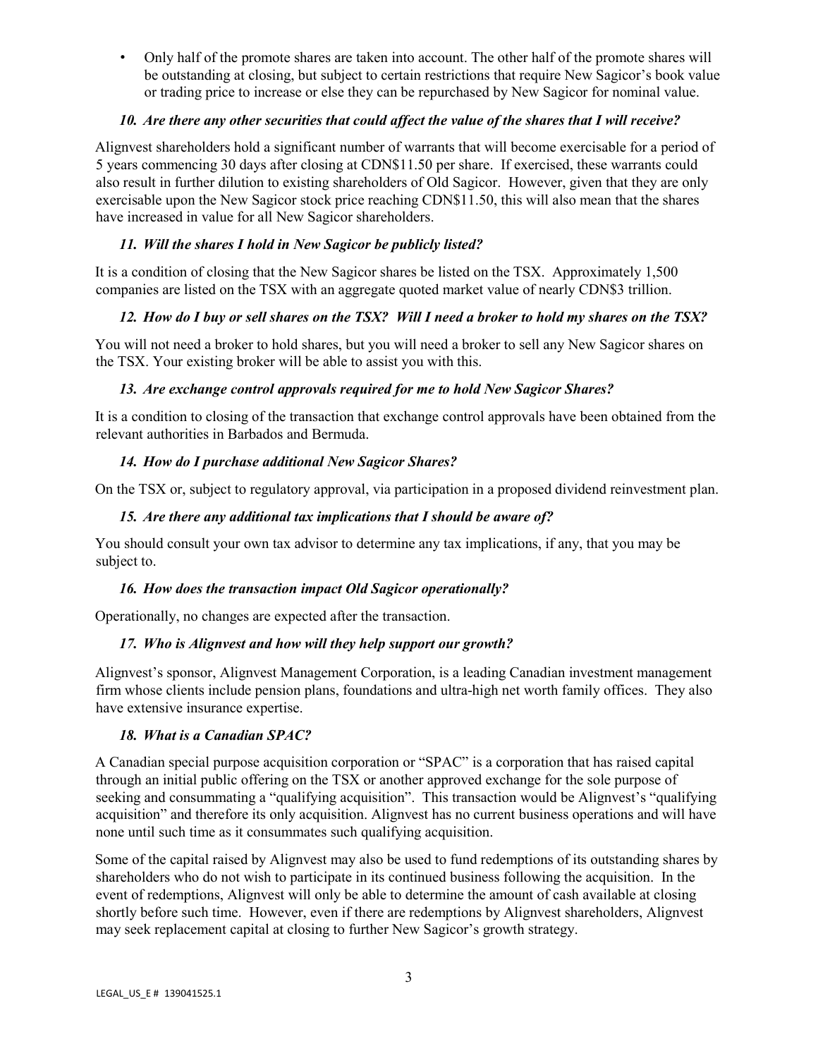- Only half of the promote shares are taken into account. The other half of the promote shares will be outstanding at closing, but subject to certain restrictions that require New Sagicor's book value or trading price to increase or else they can be repurchased by New Sagicor for nominal value.

### *10. Are there any other securities that could affect the value of the shares that I will receive?*

Alignvest shareholders hold a significant number of warrants that will become exercisable for a period of 5 years commencing 30 days after closing at CDN$11.50 per share. If exercised, these warrants could also result in further dilution to existing shareholders of Old Sagicor. However, given that they are only exercisable upon the New Sagicor stock price reaching CDN$11.50, this will also mean that the shares have increased in value for all New Sagicor shareholders.

### *11. Will the shares I hold in New Sagicor be publicly listed?*

It is a condition of closing that the New Sagicor shares be listed on the TSX. Approximately 1,500 companies are listed on the TSX with an aggregate quoted market value of nearly CDN$3 trillion.

### *12. How do I buy or sell shares on the TSX? Will I need a broker to hold my shares on the TSX?*

You will not need a broker to hold shares, but you will need a broker to sell any New Sagicor shares on the TSX. Your existing broker will be able to assist you with this.

### *13. Are exchange control approvals required for me to hold New Sagicor Shares?*

It is a condition to closing of the transaction that exchange control approvals have been obtained from the relevant authorities in Barbados and Bermuda.

### *14. How do I purchase additional New Sagicor Shares?*

On the TSX or, subject to regulatory approval, via participation in a proposed dividend reinvestment plan.

### *15. Are there any additional tax implications that I should be aware of?*

You should consult your own tax advisor to determine any tax implications, if any, that you may be subject to.

### *16. How does the transaction impact Old Sagicor operationally?*

Operationally, no changes are expected after the transaction.

### *17. Who is Alignvest and how will they help support our growth?*

Alignvest's sponsor, Alignvest Management Corporation, is a leading Canadian investment management firm whose clients include pension plans, foundations and ultra-high net worth family offices. They also have extensive insurance expertise.

### *18. What is a Canadian SPAC?*

A Canadian special purpose acquisition corporation or "SPAC" is a corporation that has raised capital through an initial public offering on the TSX or another approved exchange for the sole purpose of seeking and consummating a "qualifying acquisition". This transaction would be Alignvest's "qualifying acquisition" and therefore its only acquisition. Alignvest has no current business operations and will have none until such time as it consummates such qualifying acquisition.

Some of the capital raised by Alignvest may also be used to fund redemptions of its outstanding shares by shareholders who do not wish to participate in its continued business following the acquisition. In the event of redemptions, Alignvest will only be able to determine the amount of cash available at closing shortly before such time. However, even if there are redemptions by Alignvest shareholders, Alignvest may seek replacement capital at closing to further New Sagicor's growth strategy.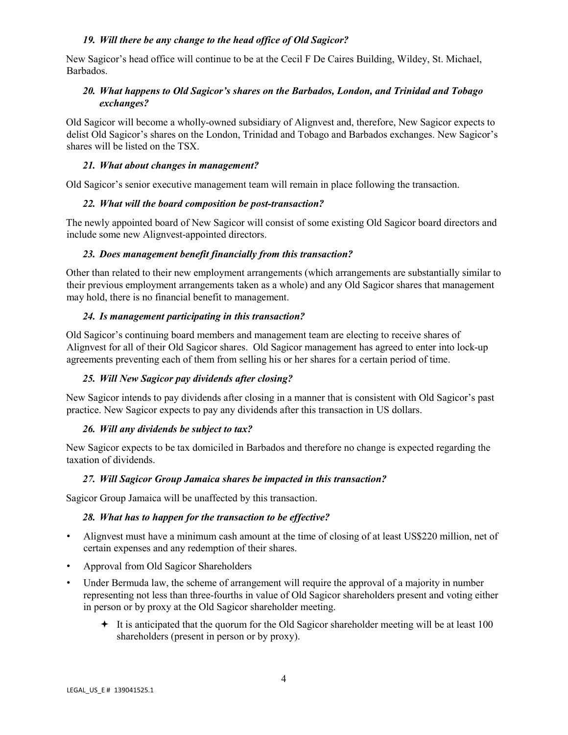### *19. Will there be any change to the head office of Old Sagicor?*

New Sagicor's head office will continue to be at the Cecil F De Caires Building, Wildey, St. Michael, Barbados.

### *20. What happens to Old Sagicor's shares on the Barbados, London, and Trinidad and Tobago exchanges?*

Old Sagicor will become a wholly-owned subsidiary of Alignvest and, therefore, New Sagicor expects to delist Old Sagicor's shares on the London, Trinidad and Tobago and Barbados exchanges. New Sagicor's shares will be listed on the TSX.

### *21. What about changes in management?*

Old Sagicor's senior executive management team will remain in place following the transaction.

### *22. What will the board composition be post-transaction?*

The newly appointed board of New Sagicor will consist of some existing Old Sagicor board directors and include some new Alignvest-appointed directors.

### *23. Does management benefit financially from this transaction?*

Other than related to their new employment arrangements (which arrangements are substantially similar to their previous employment arrangements taken as a whole) and any Old Sagicor shares that management may hold, there is no financial benefit to management.

### *24. Is management participating in this transaction?*

Old Sagicor's continuing board members and management team are electing to receive shares of Alignvest for all of their Old Sagicor shares. Old Sagicor management has agreed to enter into lock-up agreements preventing each of them from selling his or her shares for a certain period of time.

### *25. Will New Sagicor pay dividends after closing?*

New Sagicor intends to pay dividends after closing in a manner that is consistent with Old Sagicor's past practice. New Sagicor expects to pay any dividends after this transaction in US dollars.

### *26. Will any dividends be subject to tax?*

New Sagicor expects to be tax domiciled in Barbados and therefore no change is expected regarding the taxation of dividends.

### *27. Will Sagicor Group Jamaica shares be impacted in this transaction?*

Sagicor Group Jamaica will be unaffected by this transaction.

### *28. What has to happen for the transaction to be effective?*

- Alignvest must have a minimum cash amount at the time of closing of at least US$220 million, net of certain expenses and any redemption of their shares.
- Approval from Old Sagicor Shareholders
- Under Bermuda law, the scheme of arrangement will require the approval of a majority in number representing not less than three-fourths in value of Old Sagicor shareholders present and voting either in person or by proxy at the Old Sagicor shareholder meeting.
  - It is anticipated that the quorum for the Old Sagicor shareholder meeting will be at least 100 shareholders (present in person or by proxy).

LEGAL_US_E # 139041525.1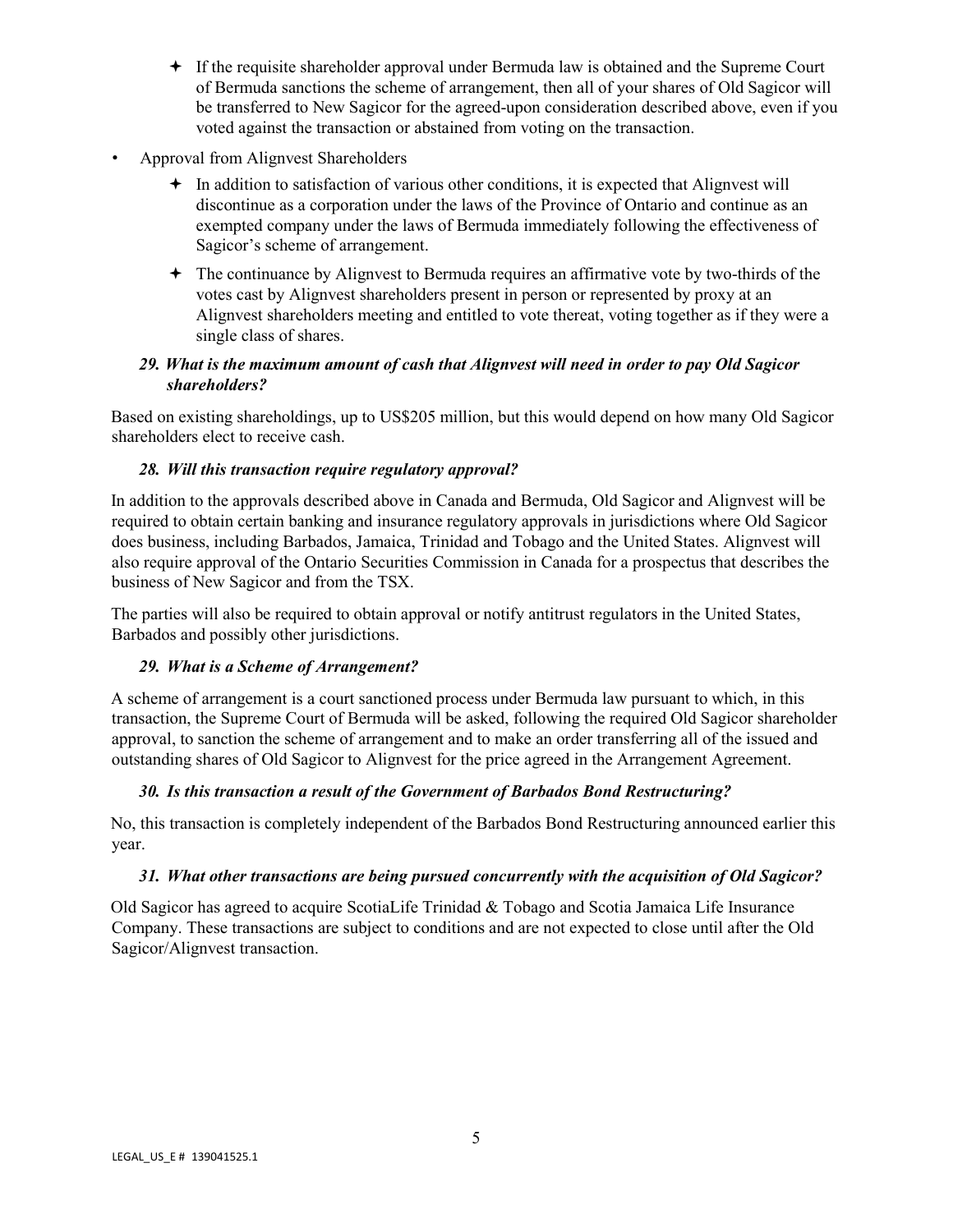- If the requisite shareholder approval under Bermuda law is obtained and the Supreme Court of Bermuda sanctions the scheme of arrangement, then all of your shares of Old Sagicor will be transferred to New Sagicor for the agreed-upon consideration described above, even if you voted against the transaction or abstained from voting on the transaction.

- Approval from Alignvest Shareholders
  - In addition to satisfaction of various other conditions, it is expected that Alignvest will discontinue as a corporation under the laws of the Province of Ontario and continue as an exempted company under the laws of Bermuda immediately following the effectiveness of Sagicor's scheme of arrangement.
  - The continuance by Alignvest to Bermuda requires an affirmative vote by two-thirds of the votes cast by Alignvest shareholders present in person or represented by proxy at an Alignvest shareholders meeting and entitled to vote thereat, voting together as if they were a single class of shares.

### *29. What is the maximum amount of cash that Alignvest will need in order to pay Old Sagicor shareholders?*

Based on existing shareholdings, up to US$205 million, but this would depend on how many Old Sagicor shareholders elect to receive cash.

### *28. Will this transaction require regulatory approval?*

In addition to the approvals described above in Canada and Bermuda, Old Sagicor and Alignvest will be required to obtain certain banking and insurance regulatory approvals in jurisdictions where Old Sagicor does business, including Barbados, Jamaica, Trinidad and Tobago and the United States. Alignvest will also require approval of the Ontario Securities Commission in Canada for a prospectus that describes the business of New Sagicor and from the TSX.

The parties will also be required to obtain approval or notify antitrust regulators in the United States, Barbados and possibly other jurisdictions.

### *29. What is a Scheme of Arrangement?*

A scheme of arrangement is a court sanctioned process under Bermuda law pursuant to which, in this transaction, the Supreme Court of Bermuda will be asked, following the required Old Sagicor shareholder approval, to sanction the scheme of arrangement and to make an order transferring all of the issued and outstanding shares of Old Sagicor to Alignvest for the price agreed in the Arrangement Agreement.

### *30. Is this transaction a result of the Government of Barbados Bond Restructuring?*

No, this transaction is completely independent of the Barbados Bond Restructuring announced earlier this year.

### *31. What other transactions are being pursued concurrently with the acquisition of Old Sagicor?*

Old Sagicor has agreed to acquire ScotiaLife Trinidad & Tobago and Scotia Jamaica Life Insurance Company. These transactions are subject to conditions and are not expected to close until after the Old Sagicor/Alignvest transaction.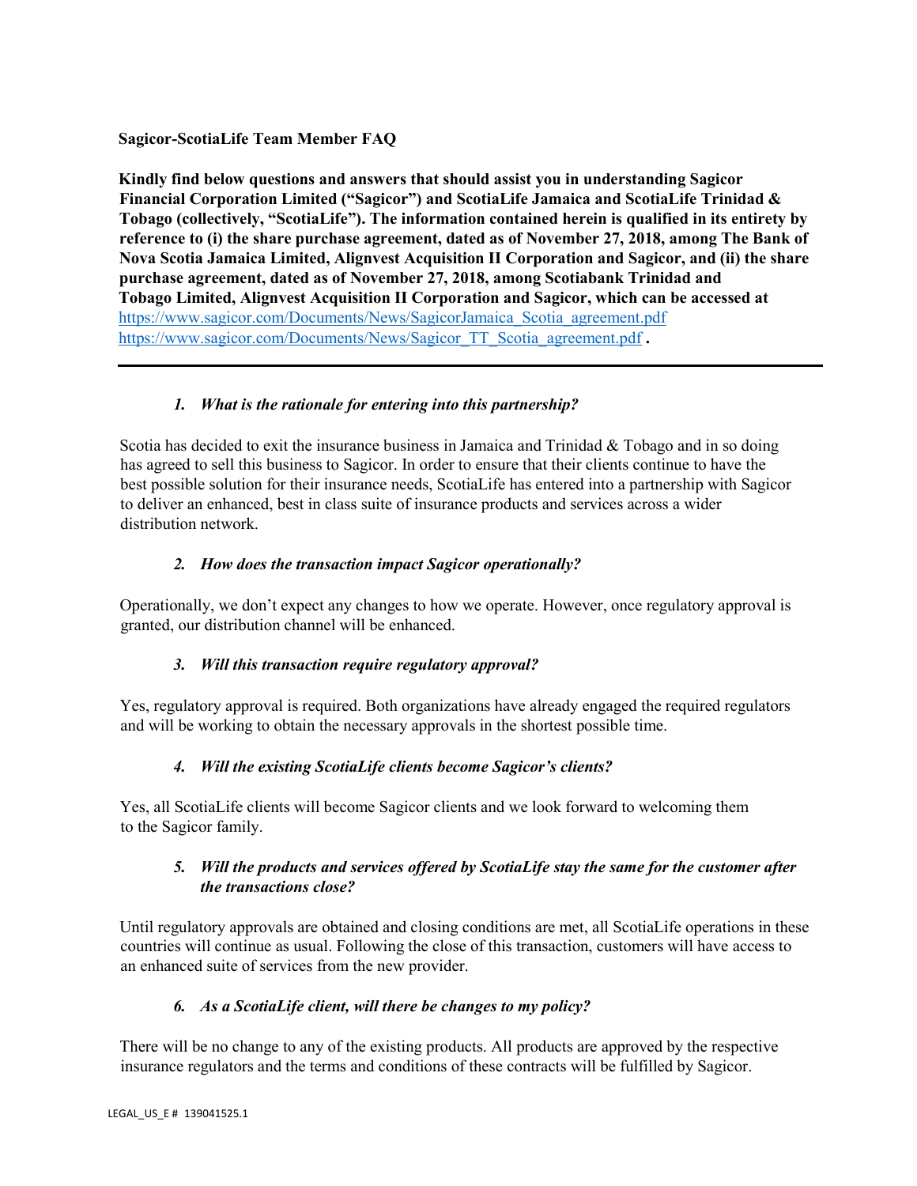**Sagicor-ScotiaLife Team Member FAQ**

**Kindly find below questions and answers that should assist you in understanding Sagicor Financial Corporation Limited ("Sagicor") and ScotiaLife Jamaica and ScotiaLife Trinidad & Tobago (collectively, "ScotiaLife"). The information contained herein is qualified in its entirety by reference to (i) the share purchase agreement, dated as of November 27, 2018, among The Bank of Nova Scotia Jamaica Limited, Alignvest Acquisition II Corporation and Sagicor, and (ii) the share purchase agreement, dated as of November 27, 2018, among Scotiabank Trinidad and Tobago Limited, Alignvest Acquisition II Corporation and Sagicor, which can be accessed at** https://www.sagicor.com/Documents/News/SagicorJamaica_Scotia_agreement.pdf https://www.sagicor.com/Documents/News/Sagicor_TT_Scotia_agreement.pdf **.**

---

1. ***What is the rationale for entering into this partnership?***

Scotia has decided to exit the insurance business in Jamaica and Trinidad & Tobago and in so doing has agreed to sell this business to Sagicor. In order to ensure that their clients continue to have the best possible solution for their insurance needs, ScotiaLife has entered into a partnership with Sagicor to deliver an enhanced, best in class suite of insurance products and services across a wider distribution network.

2. ***How does the transaction impact Sagicor operationally?***

Operationally, we don't expect any changes to how we operate. However, once regulatory approval is granted, our distribution channel will be enhanced.

3. ***Will this transaction require regulatory approval?***

Yes, regulatory approval is required. Both organizations have already engaged the required regulators and will be working to obtain the necessary approvals in the shortest possible time.

4. ***Will the existing ScotiaLife clients become Sagicor's clients?***

Yes, all ScotiaLife clients will become Sagicor clients and we look forward to welcoming them to the Sagicor family.

5. ***Will the products and services offered by ScotiaLife stay the same for the customer after the transactions close?***

Until regulatory approvals are obtained and closing conditions are met, all ScotiaLife operations in these countries will continue as usual. Following the close of this transaction, customers will have access to an enhanced suite of services from the new provider.

6. ***As a ScotiaLife client, will there be changes to my policy?***

There will be no change to any of the existing products. All products are approved by the respective insurance regulators and the terms and conditions of these contracts will be fulfilled by Sagicor.

LEGAL_US_E # 139041525.1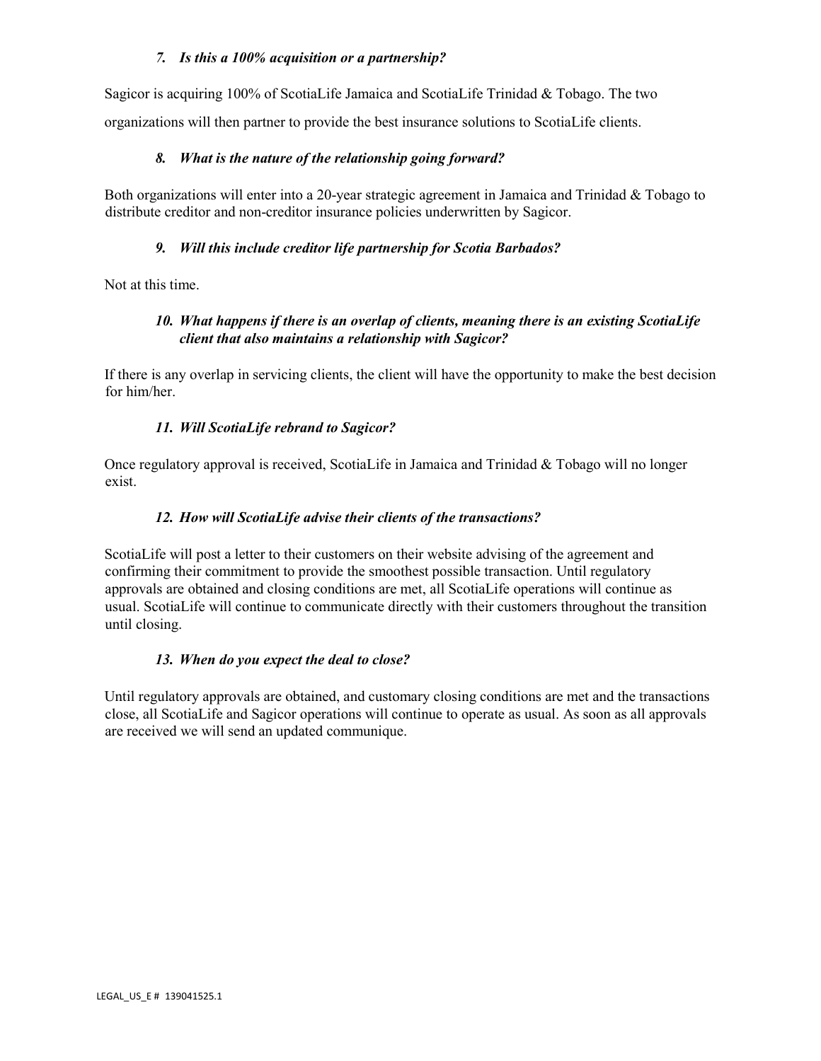### *7. Is this a 100% acquisition or a partnership?*

Sagicor is acquiring 100% of ScotiaLife Jamaica and ScotiaLife Trinidad & Tobago. The two organizations will then partner to provide the best insurance solutions to ScotiaLife clients.

### *8. What is the nature of the relationship going forward?*

Both organizations will enter into a 20-year strategic agreement in Jamaica and Trinidad & Tobago to distribute creditor and non-creditor insurance policies underwritten by Sagicor.

### *9. Will this include creditor life partnership for Scotia Barbados?*

Not at this time.

### *10. What happens if there is an overlap of clients, meaning there is an existing ScotiaLife client that also maintains a relationship with Sagicor?*

If there is any overlap in servicing clients, the client will have the opportunity to make the best decision for him/her.

### *11. Will ScotiaLife rebrand to Sagicor?*

Once regulatory approval is received, ScotiaLife in Jamaica and Trinidad & Tobago will no longer exist.

### *12. How will ScotiaLife advise their clients of the transactions?*

ScotiaLife will post a letter to their customers on their website advising of the agreement and confirming their commitment to provide the smoothest possible transaction. Until regulatory approvals are obtained and closing conditions are met, all ScotiaLife operations will continue as usual. ScotiaLife will continue to communicate directly with their customers throughout the transition until closing.

### *13. When do you expect the deal to close?*

Until regulatory approvals are obtained, and customary closing conditions are met and the transactions close, all ScotiaLife and Sagicor operations will continue to operate as usual. As soon as all approvals are received we will send an updated communique.

LEGAL_US_E # 139041525.1